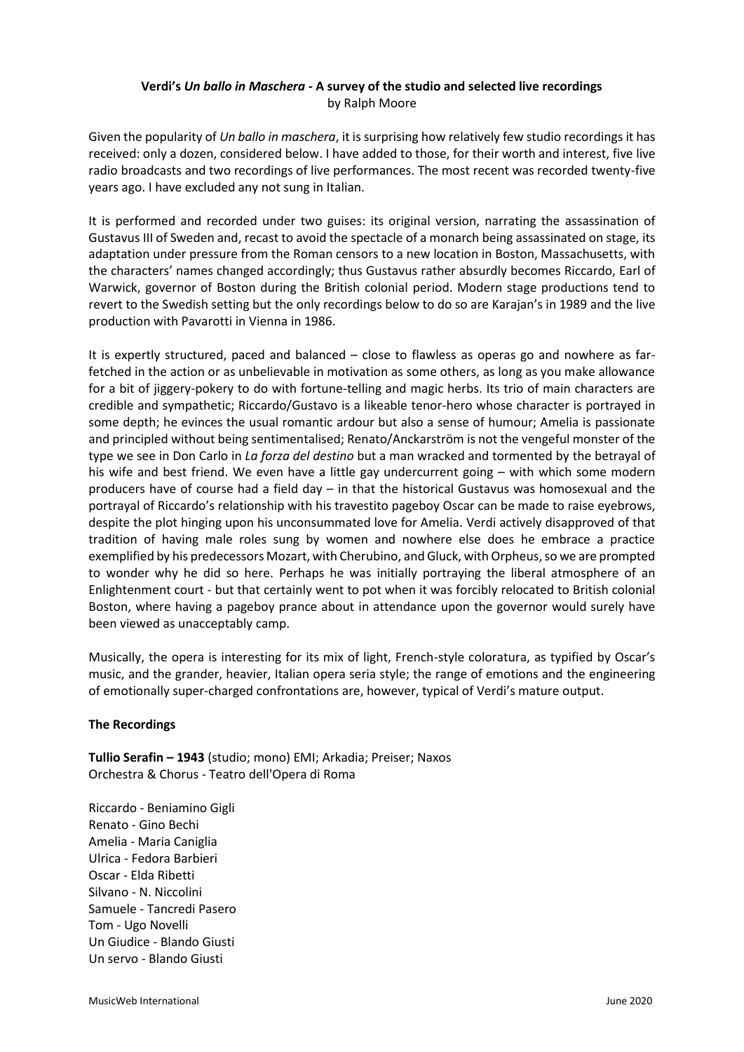# **Verdi's *Un ballo in Maschera* - A survey of the studio and selected live recordings**

by Ralph Moore

Given the popularity of *Un ballo in maschera*, it is surprising how relatively few studio recordings it has received: only a dozen, considered below. I have added to those, for their worth and interest, five live radio broadcasts and two recordings of live performances. The most recent was recorded twenty-five years ago. I have excluded any not sung in Italian.

It is performed and recorded under two guises: its original version, narrating the assassination of Gustavus III of Sweden and, recast to avoid the spectacle of a monarch being assassinated on stage, its adaptation under pressure from the Roman censors to a new location in Boston, Massachusetts, with the characters' names changed accordingly; thus Gustavus rather absurdly becomes Riccardo, Earl of Warwick, governor of Boston during the British colonial period. Modern stage productions tend to revert to the Swedish setting but the only recordings below to do so are Karajan's in 1989 and the live production with Pavarotti in Vienna in 1986.

It is expertly structured, paced and balanced – close to flawless as operas go and nowhere as far-fetched in the action or as unbelievable in motivation as some others, as long as you make allowance for a bit of jiggery-pokery to do with fortune-telling and magic herbs. Its trio of main characters are credible and sympathetic; Riccardo/Gustavo is a likeable tenor-hero whose character is portrayed in some depth; he evinces the usual romantic ardour but also a sense of humour; Amelia is passionate and principled without being sentimentalised; Renato/Anckarström is not the vengeful monster of the type we see in Don Carlo in *La forza del destino* but a man wracked and tormented by the betrayal of his wife and best friend. We even have a little gay undercurrent going – with which some modern producers have of course had a field day – in that the historical Gustavus was homosexual and the portrayal of Riccardo's relationship with his travestito pageboy Oscar can be made to raise eyebrows, despite the plot hinging upon his unconsummated love for Amelia. Verdi actively disapproved of that tradition of having male roles sung by women and nowhere else does he embrace a practice exemplified by his predecessors Mozart, with Cherubino, and Gluck, with Orpheus, so we are prompted to wonder why he did so here. Perhaps he was initially portraying the liberal atmosphere of an Enlightenment court - but that certainly went to pot when it was forcibly relocated to British colonial Boston, where having a pageboy prance about in attendance upon the governor would surely have been viewed as unacceptably camp.

Musically, the opera is interesting for its mix of light, French-style coloratura, as typified by Oscar's music, and the grander, heavier, Italian opera seria style; the range of emotions and the engineering of emotionally super-charged confrontations are, however, typical of Verdi's mature output.

## **The Recordings**

**Tullio Serafin – 1943** (studio; mono) EMI; Arkadia; Preiser; Naxos
Orchestra & Chorus - Teatro dell'Opera di Roma

Riccardo - Beniamino Gigli
Renato - Gino Bechi
Amelia - Maria Caniglia
Ulrica - Fedora Barbieri
Oscar - Elda Ribetti
Silvano - N. Niccolini
Samuele - Tancredi Pasero
Tom - Ugo Novelli
Un Giudice - Blando Giusti
Un servo - Blando Giusti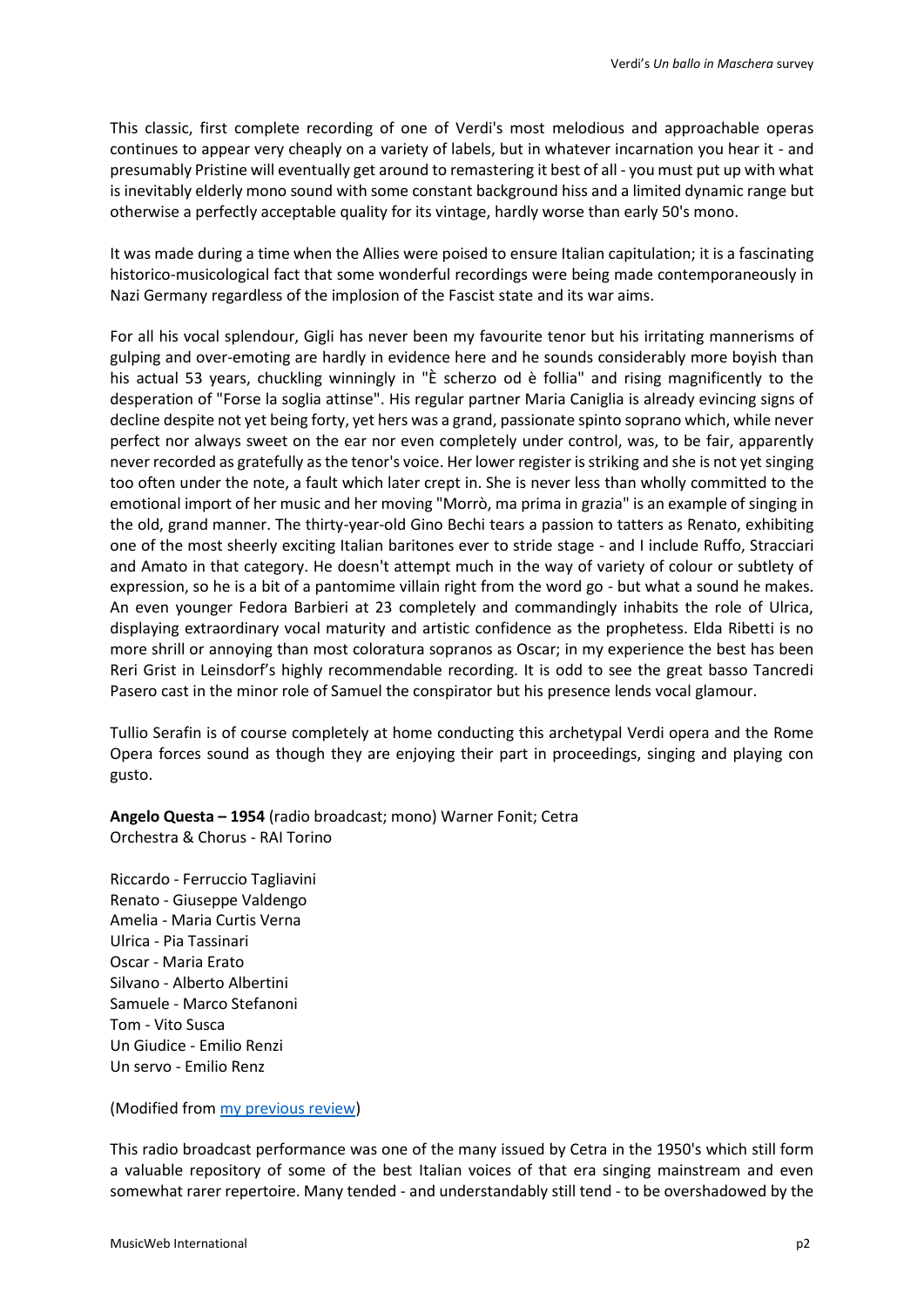This classic, first complete recording of one of Verdi's most melodious and approachable operas continues to appear very cheaply on a variety of labels, but in whatever incarnation you hear it - and presumably Pristine will eventually get around to remastering it best of all - you must put up with what is inevitably elderly mono sound with some constant background hiss and a limited dynamic range but otherwise a perfectly acceptable quality for its vintage, hardly worse than early 50's mono.

It was made during a time when the Allies were poised to ensure Italian capitulation; it is a fascinating historico-musicological fact that some wonderful recordings were being made contemporaneously in Nazi Germany regardless of the implosion of the Fascist state and its war aims.

For all his vocal splendour, Gigli has never been my favourite tenor but his irritating mannerisms of gulping and over-emoting are hardly in evidence here and he sounds considerably more boyish than his actual 53 years, chuckling winningly in "È scherzo od è follia" and rising magnificently to the desperation of "Forse la soglia attinse". His regular partner Maria Caniglia is already evincing signs of decline despite not yet being forty, yet hers was a grand, passionate spinto soprano which, while never perfect nor always sweet on the ear nor even completely under control, was, to be fair, apparently never recorded as gratefully as the tenor's voice. Her lower register is striking and she is not yet singing too often under the note, a fault which later crept in. She is never less than wholly committed to the emotional import of her music and her moving "Morrò, ma prima in grazia" is an example of singing in the old, grand manner. The thirty-year-old Gino Bechi tears a passion to tatters as Renato, exhibiting one of the most sheerly exciting Italian baritones ever to stride stage - and I include Ruffo, Stracciari and Amato in that category. He doesn't attempt much in the way of variety of colour or subtlety of expression, so he is a bit of a pantomime villain right from the word go - but what a sound he makes. An even younger Fedora Barbieri at 23 completely and commandingly inhabits the role of Ulrica, displaying extraordinary vocal maturity and artistic confidence as the prophetess. Elda Ribetti is no more shrill or annoying than most coloratura sopranos as Oscar; in my experience the best has been Reri Grist in Leinsdorf's highly recommendable recording. It is odd to see the great basso Tancredi Pasero cast in the minor role of Samuel the conspirator but his presence lends vocal glamour.

Tullio Serafin is of course completely at home conducting this archetypal Verdi opera and the Rome Opera forces sound as though they are enjoying their part in proceedings, singing and playing con gusto.

**Angelo Questa – 1954** (radio broadcast; mono) Warner Fonit; Cetra
Orchestra & Chorus - RAI Torino

Riccardo - Ferruccio Tagliavini
Renato - Giuseppe Valdengo
Amelia - Maria Curtis Verna
Ulrica - Pia Tassinari
Oscar - Maria Erato
Silvano - Alberto Albertini
Samuele - Marco Stefanoni
Tom - Vito Susca
Un Giudice - Emilio Renzi
Un servo - Emilio Renz

(Modified from [my previous review](my previous review))

This radio broadcast performance was one of the many issued by Cetra in the 1950's which still form a valuable repository of some of the best Italian voices of that era singing mainstream and even somewhat rarer repertoire. Many tended - and understandably still tend - to be overshadowed by the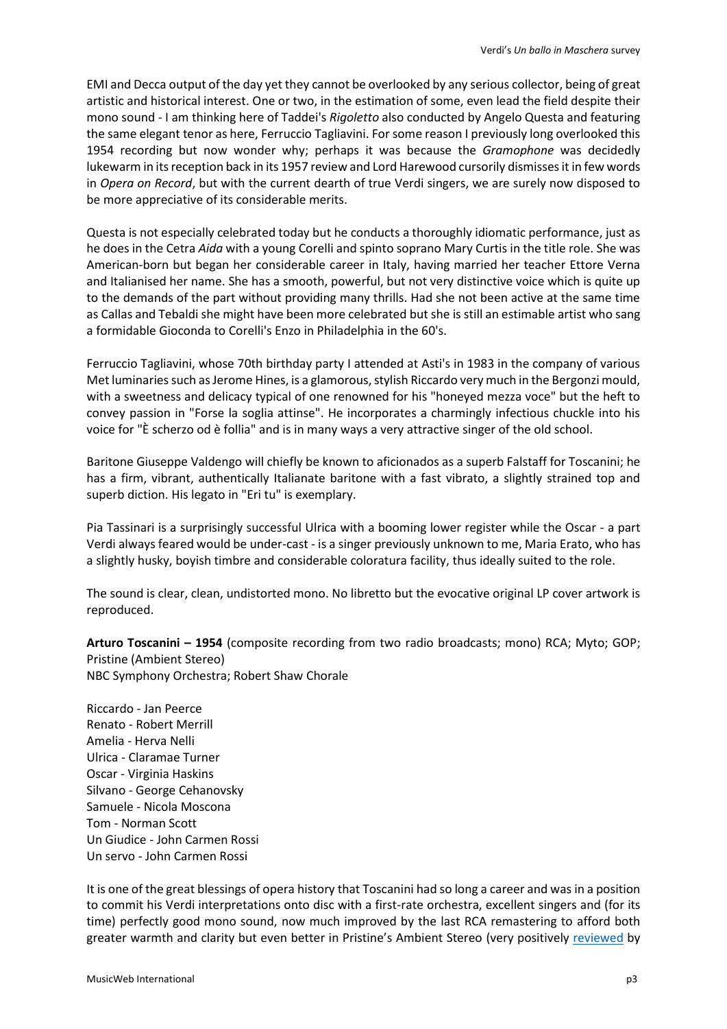EMI and Decca output of the day yet they cannot be overlooked by any serious collector, being of great artistic and historical interest. One or two, in the estimation of some, even lead the field despite their mono sound - I am thinking here of Taddei's *Rigoletto* also conducted by Angelo Questa and featuring the same elegant tenor as here, Ferruccio Tagliavini. For some reason I previously long overlooked this 1954 recording but now wonder why; perhaps it was because the *Gramophone* was decidedly lukewarm in its reception back in its 1957 review and Lord Harewood cursorily dismisses it in few words in *Opera on Record*, but with the current dearth of true Verdi singers, we are surely now disposed to be more appreciative of its considerable merits.

Questa is not especially celebrated today but he conducts a thoroughly idiomatic performance, just as he does in the Cetra *Aida* with a young Corelli and spinto soprano Mary Curtis in the title role. She was American-born but began her considerable career in Italy, having married her teacher Ettore Verna and Italianised her name. She has a smooth, powerful, but not very distinctive voice which is quite up to the demands of the part without providing many thrills. Had she not been active at the same time as Callas and Tebaldi she might have been more celebrated but she is still an estimable artist who sang a formidable Gioconda to Corelli's Enzo in Philadelphia in the 60's.

Ferruccio Tagliavini, whose 70th birthday party I attended at Asti's in 1983 in the company of various Met luminaries such as Jerome Hines, is a glamorous, stylish Riccardo very much in the Bergonzi mould, with a sweetness and delicacy typical of one renowned for his "honeyed mezza voce" but the heft to convey passion in "Forse la soglia attinse". He incorporates a charmingly infectious chuckle into his voice for "È scherzo od è follia" and is in many ways a very attractive singer of the old school.

Baritone Giuseppe Valdengo will chiefly be known to aficionados as a superb Falstaff for Toscanini; he has a firm, vibrant, authentically Italianate baritone with a fast vibrato, a slightly strained top and superb diction. His legato in "Eri tu" is exemplary.

Pia Tassinari is a surprisingly successful Ulrica with a booming lower register while the Oscar - a part Verdi always feared would be under-cast - is a singer previously unknown to me, Maria Erato, who has a slightly husky, boyish timbre and considerable coloratura facility, thus ideally suited to the role.

The sound is clear, clean, undistorted mono. No libretto but the evocative original LP cover artwork is reproduced.

**Arturo Toscanini – 1954** (composite recording from two radio broadcasts; mono) RCA; Myto; GOP; Pristine (Ambient Stereo)
NBC Symphony Orchestra; Robert Shaw Chorale

Riccardo - Jan Peerce
Renato - Robert Merrill
Amelia - Herva Nelli
Ulrica - Claramae Turner
Oscar - Virginia Haskins
Silvano - George Cehanovsky
Samuele - Nicola Moscona
Tom - Norman Scott
Un Giudice - John Carmen Rossi
Un servo - John Carmen Rossi

It is one of the great blessings of opera history that Toscanini had so long a career and was in a position to commit his Verdi interpretations onto disc with a first-rate orchestra, excellent singers and (for its time) perfectly good mono sound, now much improved by the last RCA remastering to afford both greater warmth and clarity but even better in Pristine's Ambient Stereo (very positively reviewed by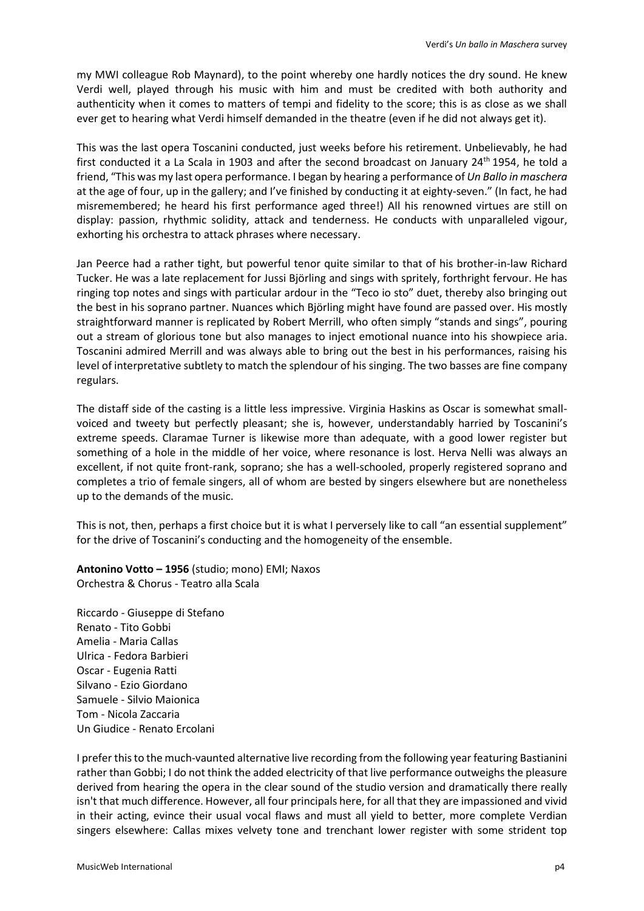my MWI colleague Rob Maynard), to the point whereby one hardly notices the dry sound. He knew Verdi well, played through his music with him and must be credited with both authority and authenticity when it comes to matters of tempi and fidelity to the score; this is as close as we shall ever get to hearing what Verdi himself demanded in the theatre (even if he did not always get it).

This was the last opera Toscanini conducted, just weeks before his retirement. Unbelievably, he had first conducted it a La Scala in 1903 and after the second broadcast on January 24th 1954, he told a friend, "This was my last opera performance. I began by hearing a performance of *Un Ballo in maschera* at the age of four, up in the gallery; and I've finished by conducting it at eighty-seven." (In fact, he had misremembered; he heard his first performance aged three!) All his renowned virtues are still on display: passion, rhythmic solidity, attack and tenderness. He conducts with unparalleled vigour, exhorting his orchestra to attack phrases where necessary.

Jan Peerce had a rather tight, but powerful tenor quite similar to that of his brother-in-law Richard Tucker. He was a late replacement for Jussi Björling and sings with spritely, forthright fervour. He has ringing top notes and sings with particular ardour in the "Teco io sto" duet, thereby also bringing out the best in his soprano partner. Nuances which Björling might have found are passed over. His mostly straightforward manner is replicated by Robert Merrill, who often simply "stands and sings", pouring out a stream of glorious tone but also manages to inject emotional nuance into his showpiece aria. Toscanini admired Merrill and was always able to bring out the best in his performances, raising his level of interpretative subtlety to match the splendour of his singing. The two basses are fine company regulars.

The distaff side of the casting is a little less impressive. Virginia Haskins as Oscar is somewhat small-voiced and tweety but perfectly pleasant; she is, however, understandably harried by Toscanini's extreme speeds. Claramae Turner is likewise more than adequate, with a good lower register but something of a hole in the middle of her voice, where resonance is lost. Herva Nelli was always an excellent, if not quite front-rank, soprano; she has a well-schooled, properly registered soprano and completes a trio of female singers, all of whom are bested by singers elsewhere but are nonetheless up to the demands of the music.

This is not, then, perhaps a first choice but it is what I perversely like to call "an essential supplement" for the drive of Toscanini's conducting and the homogeneity of the ensemble.

**Antonino Votto – 1956** (studio; mono) EMI; Naxos
Orchestra & Chorus - Teatro alla Scala

Riccardo - Giuseppe di Stefano
Renato - Tito Gobbi
Amelia - Maria Callas
Ulrica - Fedora Barbieri
Oscar - Eugenia Ratti
Silvano - Ezio Giordano
Samuele - Silvio Maionica
Tom - Nicola Zaccaria
Un Giudice - Renato Ercolani

I prefer this to the much-vaunted alternative live recording from the following year featuring Bastianini rather than Gobbi; I do not think the added electricity of that live performance outweighs the pleasure derived from hearing the opera in the clear sound of the studio version and dramatically there really isn't that much difference. However, all four principals here, for all that they are impassioned and vivid in their acting, evince their usual vocal flaws and must all yield to better, more complete Verdian singers elsewhere: Callas mixes velvety tone and trenchant lower register with some strident top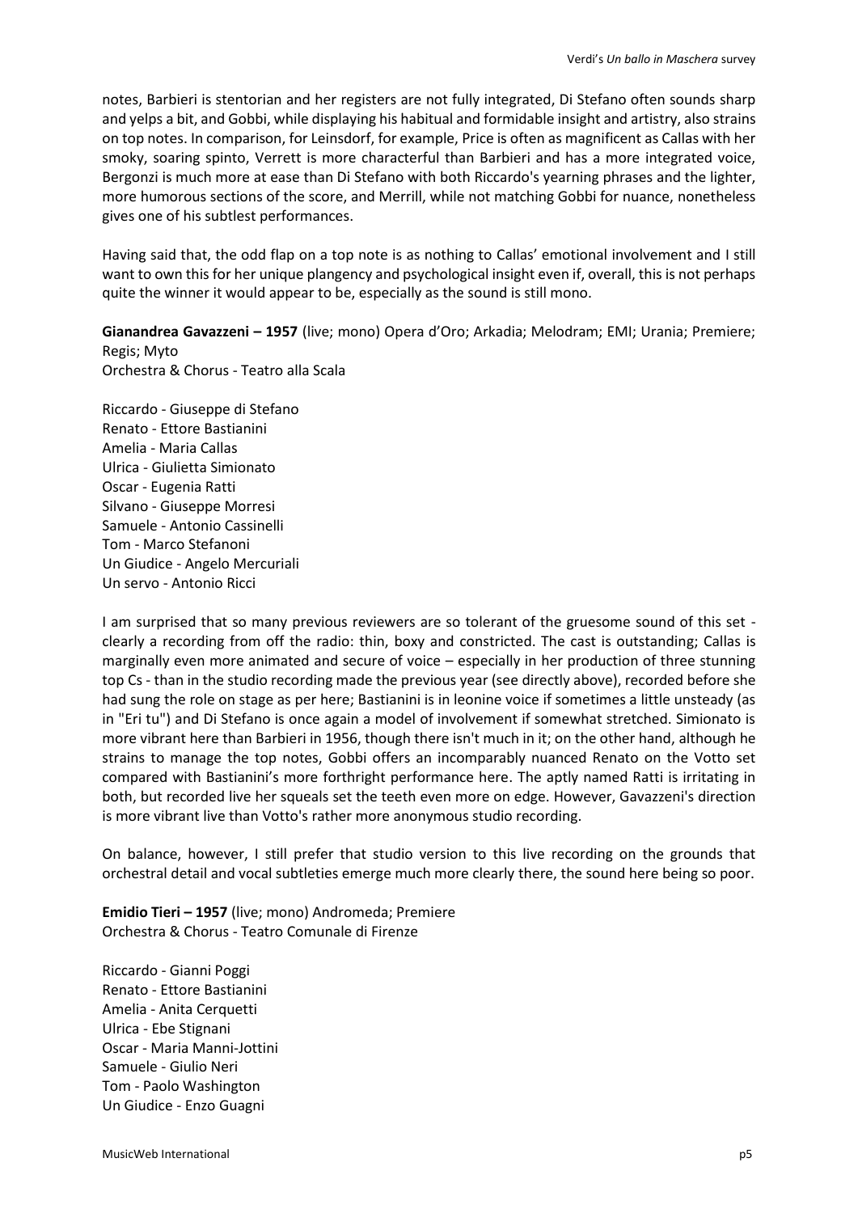notes, Barbieri is stentorian and her registers are not fully integrated, Di Stefano often sounds sharp and yelps a bit, and Gobbi, while displaying his habitual and formidable insight and artistry, also strains on top notes. In comparison, for Leinsdorf, for example, Price is often as magnificent as Callas with her smoky, soaring spinto, Verrett is more characterful than Barbieri and has a more integrated voice, Bergonzi is much more at ease than Di Stefano with both Riccardo's yearning phrases and the lighter, more humorous sections of the score, and Merrill, while not matching Gobbi for nuance, nonetheless gives one of his subtlest performances.

Having said that, the odd flap on a top note is as nothing to Callas' emotional involvement and I still want to own this for her unique plangency and psychological insight even if, overall, this is not perhaps quite the winner it would appear to be, especially as the sound is still mono.

**Gianandrea Gavazzeni – 1957** (live; mono) Opera d'Oro; Arkadia; Melodram; EMI; Urania; Premiere; Regis; Myto
Orchestra & Chorus - Teatro alla Scala

Riccardo - Giuseppe di Stefano
Renato - Ettore Bastianini
Amelia - Maria Callas
Ulrica - Giulietta Simionato
Oscar - Eugenia Ratti
Silvano - Giuseppe Morresi
Samuele - Antonio Cassinelli
Tom - Marco Stefanoni
Un Giudice - Angelo Mercuriali
Un servo - Antonio Ricci

I am surprised that so many previous reviewers are so tolerant of the gruesome sound of this set - clearly a recording from off the radio: thin, boxy and constricted. The cast is outstanding; Callas is marginally even more animated and secure of voice – especially in her production of three stunning top Cs - than in the studio recording made the previous year (see directly above), recorded before she had sung the role on stage as per here; Bastianini is in leonine voice if sometimes a little unsteady (as in "Eri tu") and Di Stefano is once again a model of involvement if somewhat stretched. Simionato is more vibrant here than Barbieri in 1956, though there isn't much in it; on the other hand, although he strains to manage the top notes, Gobbi offers an incomparably nuanced Renato on the Votto set compared with Bastianini's more forthright performance here. The aptly named Ratti is irritating in both, but recorded live her squeals set the teeth even more on edge. However, Gavazzeni's direction is more vibrant live than Votto's rather more anonymous studio recording.

On balance, however, I still prefer that studio version to this live recording on the grounds that orchestral detail and vocal subtleties emerge much more clearly there, the sound here being so poor.

**Emidio Tieri – 1957** (live; mono) Andromeda; Premiere
Orchestra & Chorus - Teatro Comunale di Firenze

Riccardo - Gianni Poggi
Renato - Ettore Bastianini
Amelia - Anita Cerquetti
Ulrica - Ebe Stignani
Oscar - Maria Manni-Jottini
Samuele - Giulio Neri
Tom - Paolo Washington
Un Giudice - Enzo Guagni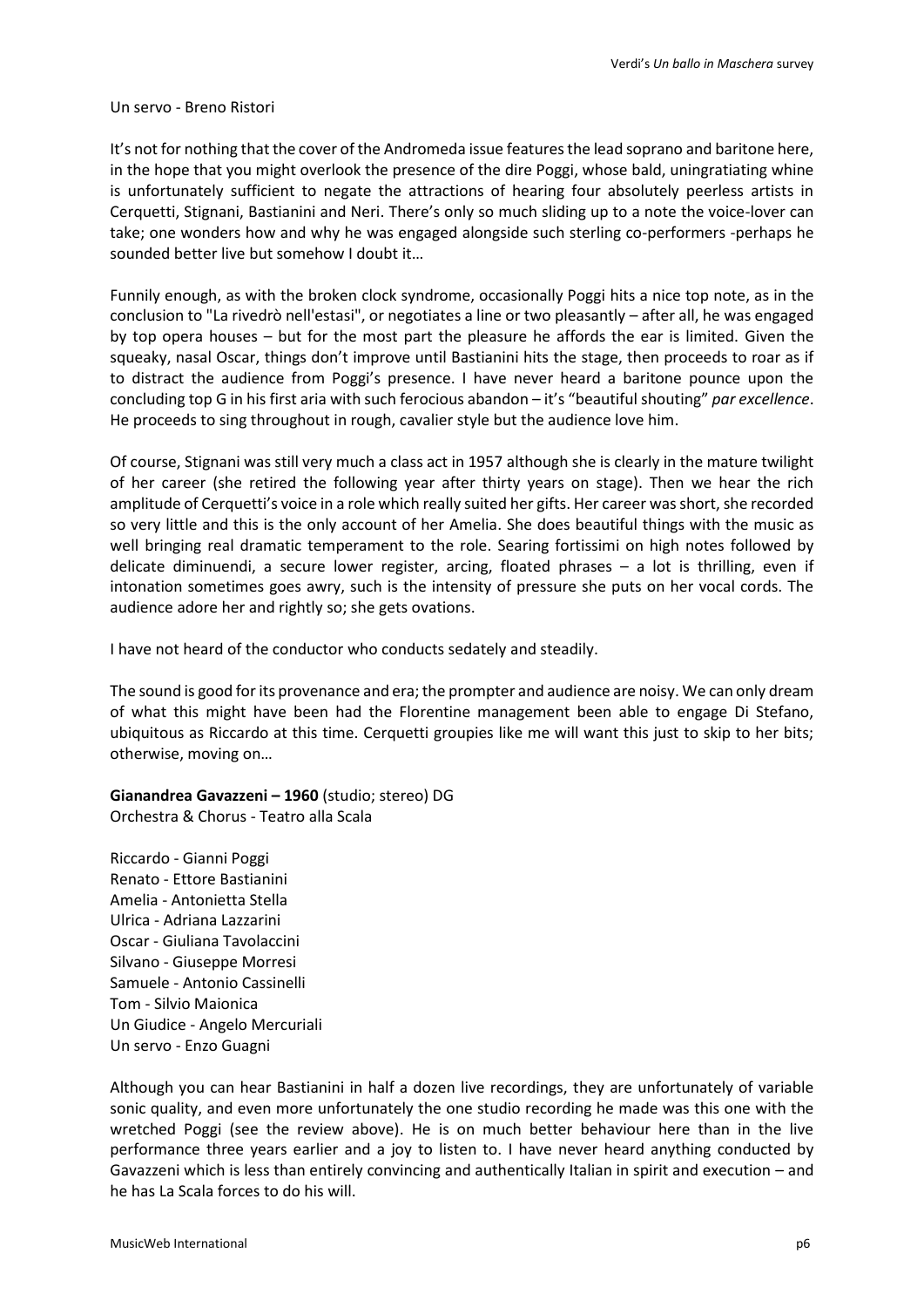Un servo - Breno Ristori

It's not for nothing that the cover of the Andromeda issue features the lead soprano and baritone here, in the hope that you might overlook the presence of the dire Poggi, whose bald, uningratiating whine is unfortunately sufficient to negate the attractions of hearing four absolutely peerless artists in Cerquetti, Stignani, Bastianini and Neri. There's only so much sliding up to a note the voice-lover can take; one wonders how and why he was engaged alongside such sterling co-performers -perhaps he sounded better live but somehow I doubt it…

Funnily enough, as with the broken clock syndrome, occasionally Poggi hits a nice top note, as in the conclusion to "La rivedrò nell'estasi", or negotiates a line or two pleasantly – after all, he was engaged by top opera houses – but for the most part the pleasure he affords the ear is limited. Given the squeaky, nasal Oscar, things don't improve until Bastianini hits the stage, then proceeds to roar as if to distract the audience from Poggi's presence. I have never heard a baritone pounce upon the concluding top G in his first aria with such ferocious abandon – it's "beautiful shouting" *par excellence*. He proceeds to sing throughout in rough, cavalier style but the audience love him.

Of course, Stignani was still very much a class act in 1957 although she is clearly in the mature twilight of her career (she retired the following year after thirty years on stage). Then we hear the rich amplitude of Cerquetti's voice in a role which really suited her gifts. Her career was short, she recorded so very little and this is the only account of her Amelia. She does beautiful things with the music as well bringing real dramatic temperament to the role. Searing fortissimi on high notes followed by delicate diminuendi, a secure lower register, arcing, floated phrases – a lot is thrilling, even if intonation sometimes goes awry, such is the intensity of pressure she puts on her vocal cords. The audience adore her and rightly so; she gets ovations.

I have not heard of the conductor who conducts sedately and steadily.

The sound is good for its provenance and era; the prompter and audience are noisy. We can only dream of what this might have been had the Florentine management been able to engage Di Stefano, ubiquitous as Riccardo at this time. Cerquetti groupies like me will want this just to skip to her bits; otherwise, moving on…

**Gianandrea Gavazzeni – 1960** (studio; stereo) DG
Orchestra & Chorus - Teatro alla Scala

Riccardo - Gianni Poggi
Renato - Ettore Bastianini
Amelia - Antonietta Stella
Ulrica - Adriana Lazzarini
Oscar - Giuliana Tavolaccini
Silvano - Giuseppe Morresi
Samuele - Antonio Cassinelli
Tom - Silvio Maionica
Un Giudice - Angelo Mercuriali
Un servo - Enzo Guagni

Although you can hear Bastianini in half a dozen live recordings, they are unfortunately of variable sonic quality, and even more unfortunately the one studio recording he made was this one with the wretched Poggi (see the review above). He is on much better behaviour here than in the live performance three years earlier and a joy to listen to. I have never heard anything conducted by Gavazzeni which is less than entirely convincing and authentically Italian in spirit and execution – and he has La Scala forces to do his will.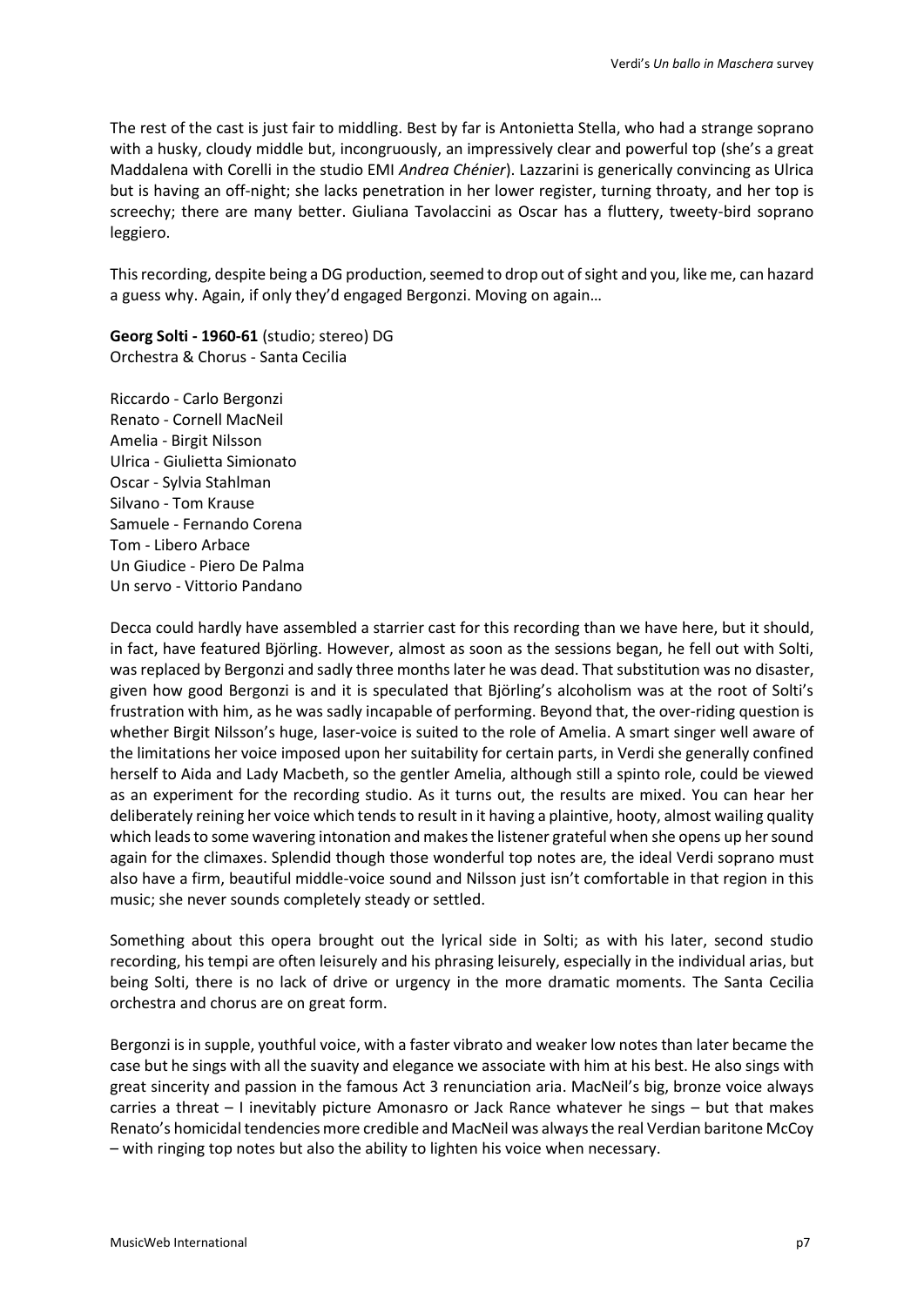The rest of the cast is just fair to middling. Best by far is Antonietta Stella, who had a strange soprano with a husky, cloudy middle but, incongruously, an impressively clear and powerful top (she's a great Maddalena with Corelli in the studio EMI *Andrea Chénier*). Lazzarini is generically convincing as Ulrica but is having an off-night; she lacks penetration in her lower register, turning throaty, and her top is screechy; there are many better. Giuliana Tavolaccini as Oscar has a fluttery, tweety-bird soprano leggiero.

This recording, despite being a DG production, seemed to drop out of sight and you, like me, can hazard a guess why. Again, if only they'd engaged Bergonzi. Moving on again…

**Georg Solti - 1960-61** (studio; stereo) DG
Orchestra & Chorus - Santa Cecilia

Riccardo - Carlo Bergonzi
Renato - Cornell MacNeil
Amelia - Birgit Nilsson
Ulrica - Giulietta Simionato
Oscar - Sylvia Stahlman
Silvano - Tom Krause
Samuele - Fernando Corena
Tom - Libero Arbace
Un Giudice - Piero De Palma
Un servo - Vittorio Pandano

Decca could hardly have assembled a starrier cast for this recording than we have here, but it should, in fact, have featured Björling. However, almost as soon as the sessions began, he fell out with Solti, was replaced by Bergonzi and sadly three months later he was dead. That substitution was no disaster, given how good Bergonzi is and it is speculated that Björling's alcoholism was at the root of Solti's frustration with him, as he was sadly incapable of performing. Beyond that, the over-riding question is whether Birgit Nilsson's huge, laser-voice is suited to the role of Amelia. A smart singer well aware of the limitations her voice imposed upon her suitability for certain parts, in Verdi she generally confined herself to Aida and Lady Macbeth, so the gentler Amelia, although still a spinto role, could be viewed as an experiment for the recording studio. As it turns out, the results are mixed. You can hear her deliberately reining her voice which tends to result in it having a plaintive, hooty, almost wailing quality which leads to some wavering intonation and makes the listener grateful when she opens up her sound again for the climaxes. Splendid though those wonderful top notes are, the ideal Verdi soprano must also have a firm, beautiful middle-voice sound and Nilsson just isn't comfortable in that region in this music; she never sounds completely steady or settled.

Something about this opera brought out the lyrical side in Solti; as with his later, second studio recording, his tempi are often leisurely and his phrasing leisurely, especially in the individual arias, but being Solti, there is no lack of drive or urgency in the more dramatic moments. The Santa Cecilia orchestra and chorus are on great form.

Bergonzi is in supple, youthful voice, with a faster vibrato and weaker low notes than later became the case but he sings with all the suavity and elegance we associate with him at his best. He also sings with great sincerity and passion in the famous Act 3 renunciation aria. MacNeil's big, bronze voice always carries a threat – I inevitably picture Amonasro or Jack Rance whatever he sings – but that makes Renato's homicidal tendencies more credible and MacNeil was always the real Verdian baritone McCoy – with ringing top notes but also the ability to lighten his voice when necessary.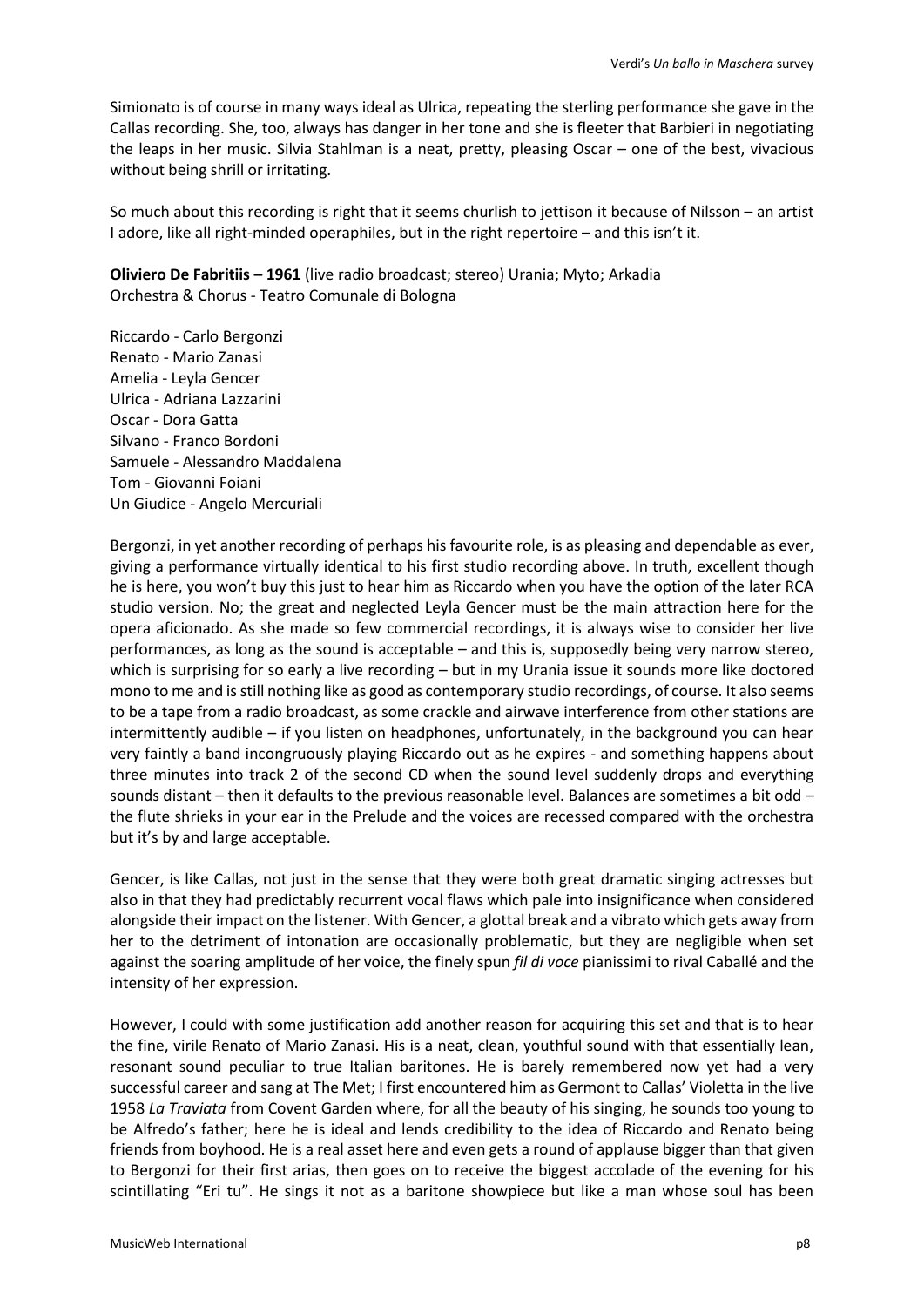Simionato is of course in many ways ideal as Ulrica, repeating the sterling performance she gave in the Callas recording. She, too, always has danger in her tone and she is fleeter that Barbieri in negotiating the leaps in her music. Silvia Stahlman is a neat, pretty, pleasing Oscar – one of the best, vivacious without being shrill or irritating.

So much about this recording is right that it seems churlish to jettison it because of Nilsson – an artist I adore, like all right-minded operaphiles, but in the right repertoire – and this isn't it.

**Oliviero De Fabritiis – 1961** (live radio broadcast; stereo) Urania; Myto; Arkadia
Orchestra & Chorus - Teatro Comunale di Bologna

Riccardo - Carlo Bergonzi
Renato - Mario Zanasi
Amelia - Leyla Gencer
Ulrica - Adriana Lazzarini
Oscar - Dora Gatta
Silvano - Franco Bordoni
Samuele - Alessandro Maddalena
Tom - Giovanni Foiani
Un Giudice - Angelo Mercuriali

Bergonzi, in yet another recording of perhaps his favourite role, is as pleasing and dependable as ever, giving a performance virtually identical to his first studio recording above. In truth, excellent though he is here, you won't buy this just to hear him as Riccardo when you have the option of the later RCA studio version. No; the great and neglected Leyla Gencer must be the main attraction here for the opera aficionado. As she made so few commercial recordings, it is always wise to consider her live performances, as long as the sound is acceptable – and this is, supposedly being very narrow stereo, which is surprising for so early a live recording – but in my Urania issue it sounds more like doctored mono to me and is still nothing like as good as contemporary studio recordings, of course. It also seems to be a tape from a radio broadcast, as some crackle and airwave interference from other stations are intermittently audible – if you listen on headphones, unfortunately, in the background you can hear very faintly a band incongruously playing Riccardo out as he expires - and something happens about three minutes into track 2 of the second CD when the sound level suddenly drops and everything sounds distant – then it defaults to the previous reasonable level. Balances are sometimes a bit odd – the flute shrieks in your ear in the Prelude and the voices are recessed compared with the orchestra but it's by and large acceptable.

Gencer, is like Callas, not just in the sense that they were both great dramatic singing actresses but also in that they had predictably recurrent vocal flaws which pale into insignificance when considered alongside their impact on the listener. With Gencer, a glottal break and a vibrato which gets away from her to the detriment of intonation are occasionally problematic, but they are negligible when set against the soaring amplitude of her voice, the finely spun *fil di voce* pianissimi to rival Caballé and the intensity of her expression.

However, I could with some justification add another reason for acquiring this set and that is to hear the fine, virile Renato of Mario Zanasi. His is a neat, clean, youthful sound with that essentially lean, resonant sound peculiar to true Italian baritones. He is barely remembered now yet had a very successful career and sang at The Met; I first encountered him as Germont to Callas' Violetta in the live 1958 *La Traviata* from Covent Garden where, for all the beauty of his singing, he sounds too young to be Alfredo's father; here he is ideal and lends credibility to the idea of Riccardo and Renato being friends from boyhood. He is a real asset here and even gets a round of applause bigger than that given to Bergonzi for their first arias, then goes on to receive the biggest accolade of the evening for his scintillating "Eri tu". He sings it not as a baritone showpiece but like a man whose soul has been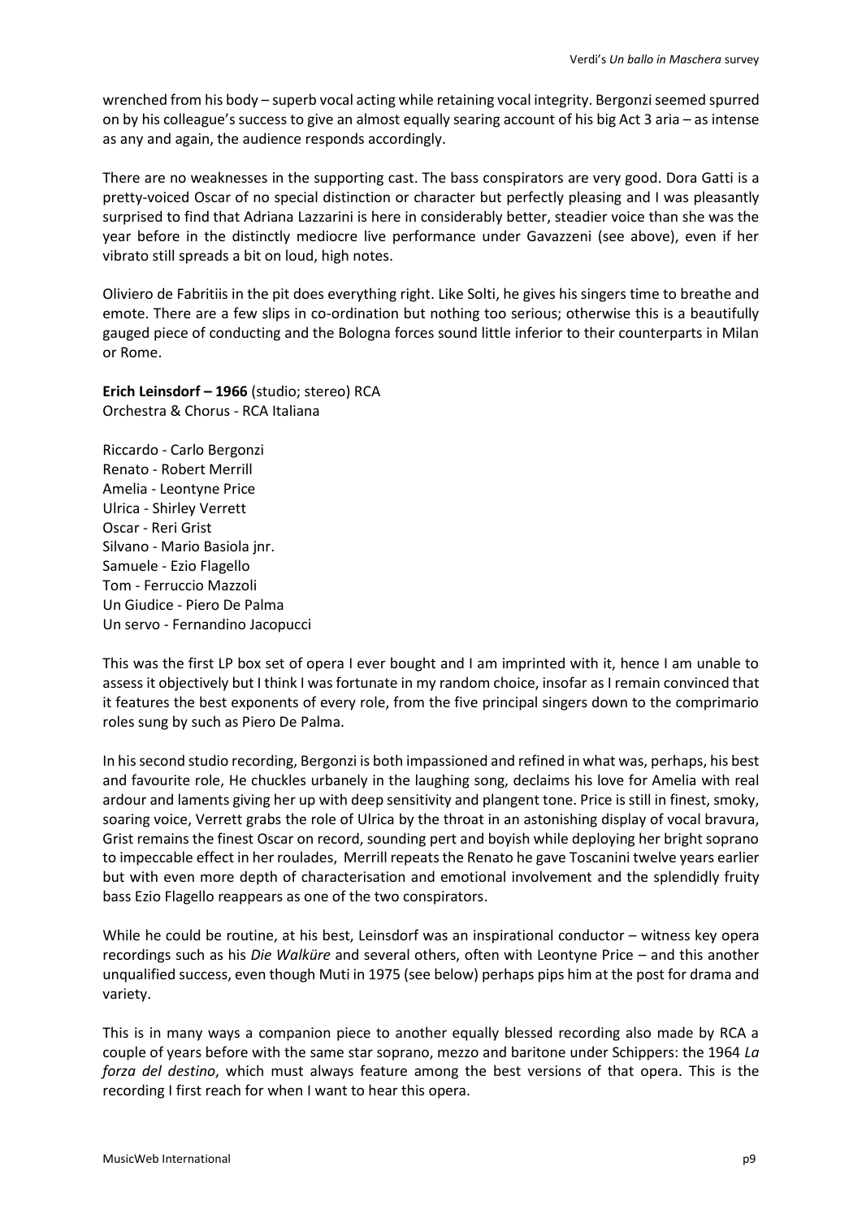wrenched from his body – superb vocal acting while retaining vocal integrity. Bergonzi seemed spurred on by his colleague's success to give an almost equally searing account of his big Act 3 aria – as intense as any and again, the audience responds accordingly.

There are no weaknesses in the supporting cast. The bass conspirators are very good. Dora Gatti is a pretty-voiced Oscar of no special distinction or character but perfectly pleasing and I was pleasantly surprised to find that Adriana Lazzarini is here in considerably better, steadier voice than she was the year before in the distinctly mediocre live performance under Gavazzeni (see above), even if her vibrato still spreads a bit on loud, high notes.

Oliviero de Fabritiis in the pit does everything right. Like Solti, he gives his singers time to breathe and emote. There are a few slips in co-ordination but nothing too serious; otherwise this is a beautifully gauged piece of conducting and the Bologna forces sound little inferior to their counterparts in Milan or Rome.

**Erich Leinsdorf – 1966** (studio; stereo) RCA
Orchestra & Chorus - RCA Italiana

Riccardo - Carlo Bergonzi
Renato - Robert Merrill
Amelia - Leontyne Price
Ulrica - Shirley Verrett
Oscar - Reri Grist
Silvano - Mario Basiola jnr.
Samuele - Ezio Flagello
Tom - Ferruccio Mazzoli
Un Giudice - Piero De Palma
Un servo - Fernandino Jacopucci

This was the first LP box set of opera I ever bought and I am imprinted with it, hence I am unable to assess it objectively but I think I was fortunate in my random choice, insofar as I remain convinced that it features the best exponents of every role, from the five principal singers down to the comprimario roles sung by such as Piero De Palma.

In his second studio recording, Bergonzi is both impassioned and refined in what was, perhaps, his best and favourite role, He chuckles urbanely in the laughing song, declaims his love for Amelia with real ardour and laments giving her up with deep sensitivity and plangent tone. Price is still in finest, smoky, soaring voice, Verrett grabs the role of Ulrica by the throat in an astonishing display of vocal bravura, Grist remains the finest Oscar on record, sounding pert and boyish while deploying her bright soprano to impeccable effect in her roulades, Merrill repeats the Renato he gave Toscanini twelve years earlier but with even more depth of characterisation and emotional involvement and the splendidly fruity bass Ezio Flagello reappears as one of the two conspirators.

While he could be routine, at his best, Leinsdorf was an inspirational conductor – witness key opera recordings such as his *Die Walküre* and several others, often with Leontyne Price – and this another unqualified success, even though Muti in 1975 (see below) perhaps pips him at the post for drama and variety.

This is in many ways a companion piece to another equally blessed recording also made by RCA a couple of years before with the same star soprano, mezzo and baritone under Schippers: the 1964 *La forza del destino*, which must always feature among the best versions of that opera. This is the recording I first reach for when I want to hear this opera.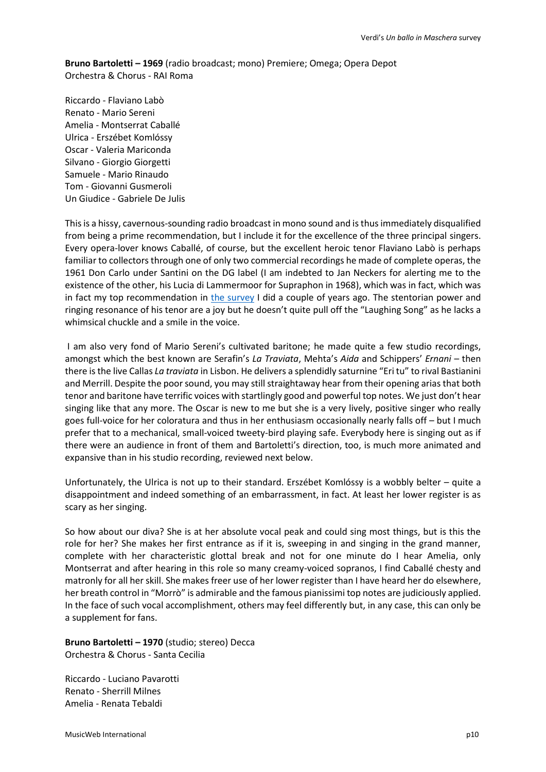**Bruno Bartoletti – 1969** (radio broadcast; mono) Premiere; Omega; Opera Depot
Orchestra & Chorus - RAI Roma

Riccardo - Flaviano Labò
Renato - Mario Sereni
Amelia - Montserrat Caballé
Ulrica - Erszébet Komlóssy
Oscar - Valeria Mariconda
Silvano - Giorgio Giorgetti
Samuele - Mario Rinaudo
Tom - Giovanni Gusmeroli
Un Giudice - Gabriele De Julis

This is a hissy, cavernous-sounding radio broadcast in mono sound and is thus immediately disqualified from being a prime recommendation, but I include it for the excellence of the three principal singers. Every opera-lover knows Caballé, of course, but the excellent heroic tenor Flaviano Labò is perhaps familiar to collectors through one of only two commercial recordings he made of complete operas, the 1961 Don Carlo under Santini on the DG label (I am indebted to Jan Neckers for alerting me to the existence of the other, his Lucia di Lammermoor for Supraphon in 1968), which was in fact, which was in fact my top recommendation in the survey I did a couple of years ago. The stentorian power and ringing resonance of his tenor are a joy but he doesn't quite pull off the "Laughing Song" as he lacks a whimsical chuckle and a smile in the voice.

I am also very fond of Mario Sereni's cultivated baritone; he made quite a few studio recordings, amongst which the best known are Serafin's *La Traviata*, Mehta's *Aida* and Schippers' *Ernani* – then there is the live Callas *La traviata* in Lisbon. He delivers a splendidly saturnine "Eri tu" to rival Bastianini and Merrill. Despite the poor sound, you may still straightaway hear from their opening arias that both tenor and baritone have terrific voices with startlingly good and powerful top notes. We just don't hear singing like that any more. The Oscar is new to me but she is a very lively, positive singer who really goes full-voice for her coloratura and thus in her enthusiasm occasionally nearly falls off – but I much prefer that to a mechanical, small-voiced tweety-bird playing safe. Everybody here is singing out as if there were an audience in front of them and Bartoletti's direction, too, is much more animated and expansive than in his studio recording, reviewed next below.

Unfortunately, the Ulrica is not up to their standard. Erszébet Komlóssy is a wobbly belter – quite a disappointment and indeed something of an embarrassment, in fact. At least her lower register is as scary as her singing.

So how about our diva? She is at her absolute vocal peak and could sing most things, but is this the role for her? She makes her first entrance as if it is, sweeping in and singing in the grand manner, complete with her characteristic glottal break and not for one minute do I hear Amelia, only Montserrat and after hearing in this role so many creamy-voiced sopranos, I find Caballé chesty and matronly for all her skill. She makes freer use of her lower register than I have heard her do elsewhere, her breath control in "Morrò" is admirable and the famous pianissimi top notes are judiciously applied. In the face of such vocal accomplishment, others may feel differently but, in any case, this can only be a supplement for fans.

**Bruno Bartoletti – 1970** (studio; stereo) Decca
Orchestra & Chorus - Santa Cecilia

Riccardo - Luciano Pavarotti
Renato - Sherrill Milnes
Amelia - Renata Tebaldi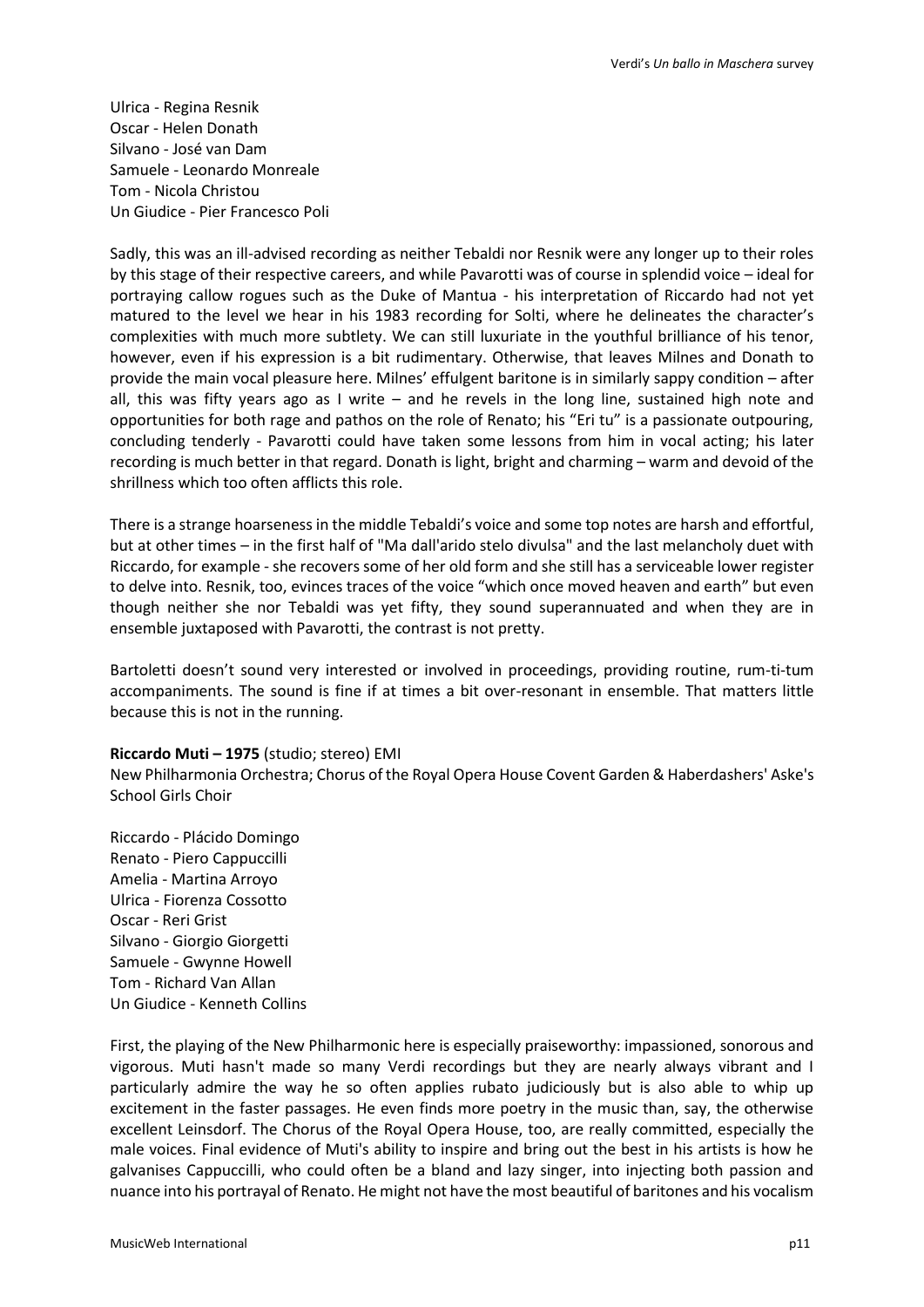Ulrica - Regina Resnik
Oscar - Helen Donath
Silvano - José van Dam
Samuele - Leonardo Monreale
Tom - Nicola Christou
Un Giudice - Pier Francesco Poli

Sadly, this was an ill-advised recording as neither Tebaldi nor Resnik were any longer up to their roles by this stage of their respective careers, and while Pavarotti was of course in splendid voice – ideal for portraying callow rogues such as the Duke of Mantua - his interpretation of Riccardo had not yet matured to the level we hear in his 1983 recording for Solti, where he delineates the character's complexities with much more subtlety. We can still luxuriate in the youthful brilliance of his tenor, however, even if his expression is a bit rudimentary. Otherwise, that leaves Milnes and Donath to provide the main vocal pleasure here. Milnes' effulgent baritone is in similarly sappy condition – after all, this was fifty years ago as I write – and he revels in the long line, sustained high note and opportunities for both rage and pathos on the role of Renato; his "Eri tu" is a passionate outpouring, concluding tenderly - Pavarotti could have taken some lessons from him in vocal acting; his later recording is much better in that regard. Donath is light, bright and charming – warm and devoid of the shrillness which too often afflicts this role.

There is a strange hoarseness in the middle Tebaldi's voice and some top notes are harsh and effortful, but at other times – in the first half of "Ma dall'arido stelo divulsa" and the last melancholy duet with Riccardo, for example - she recovers some of her old form and she still has a serviceable lower register to delve into. Resnik, too, evinces traces of the voice "which once moved heaven and earth" but even though neither she nor Tebaldi was yet fifty, they sound superannuated and when they are in ensemble juxtaposed with Pavarotti, the contrast is not pretty.

Bartoletti doesn't sound very interested or involved in proceedings, providing routine, rum-ti-tum accompaniments. The sound is fine if at times a bit over-resonant in ensemble. That matters little because this is not in the running.

**Riccardo Muti – 1975** (studio; stereo) EMI
New Philharmonia Orchestra; Chorus of the Royal Opera House Covent Garden & Haberdashers' Aske's School Girls Choir

Riccardo - Plácido Domingo
Renato - Piero Cappuccilli
Amelia - Martina Arroyo
Ulrica - Fiorenza Cossotto
Oscar - Reri Grist
Silvano - Giorgio Giorgetti
Samuele - Gwynne Howell
Tom - Richard Van Allan
Un Giudice - Kenneth Collins

First, the playing of the New Philharmonic here is especially praiseworthy: impassioned, sonorous and vigorous. Muti hasn't made so many Verdi recordings but they are nearly always vibrant and I particularly admire the way he so often applies rubato judiciously but is also able to whip up excitement in the faster passages. He even finds more poetry in the music than, say, the otherwise excellent Leinsdorf. The Chorus of the Royal Opera House, too, are really committed, especially the male voices. Final evidence of Muti's ability to inspire and bring out the best in his artists is how he galvanises Cappuccilli, who could often be a bland and lazy singer, into injecting both passion and nuance into his portrayal of Renato. He might not have the most beautiful of baritones and his vocalism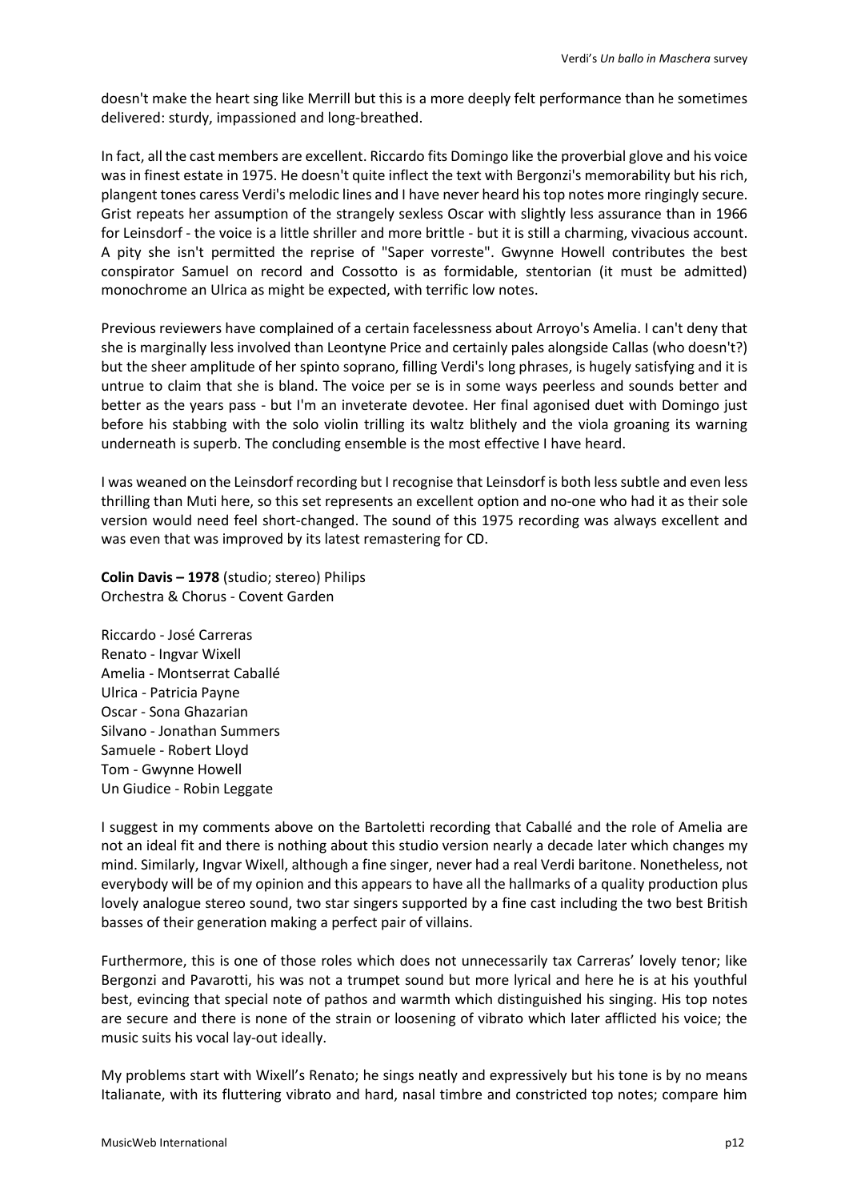doesn't make the heart sing like Merrill but this is a more deeply felt performance than he sometimes delivered: sturdy, impassioned and long-breathed.

In fact, all the cast members are excellent. Riccardo fits Domingo like the proverbial glove and his voice was in finest estate in 1975. He doesn't quite inflect the text with Bergonzi's memorability but his rich, plangent tones caress Verdi's melodic lines and I have never heard his top notes more ringingly secure. Grist repeats her assumption of the strangely sexless Oscar with slightly less assurance than in 1966 for Leinsdorf - the voice is a little shriller and more brittle - but it is still a charming, vivacious account. A pity she isn't permitted the reprise of "Saper vorreste". Gwynne Howell contributes the best conspirator Samuel on record and Cossotto is as formidable, stentorian (it must be admitted) monochrome an Ulrica as might be expected, with terrific low notes.

Previous reviewers have complained of a certain facelessness about Arroyo's Amelia. I can't deny that she is marginally less involved than Leontyne Price and certainly pales alongside Callas (who doesn't?) but the sheer amplitude of her spinto soprano, filling Verdi's long phrases, is hugely satisfying and it is untrue to claim that she is bland. The voice per se is in some ways peerless and sounds better and better as the years pass - but I'm an inveterate devotee. Her final agonised duet with Domingo just before his stabbing with the solo violin trilling its waltz blithely and the viola groaning its warning underneath is superb. The concluding ensemble is the most effective I have heard.

I was weaned on the Leinsdorf recording but I recognise that Leinsdorf is both less subtle and even less thrilling than Muti here, so this set represents an excellent option and no-one who had it as their sole version would need feel short-changed. The sound of this 1975 recording was always excellent and was even that was improved by its latest remastering for CD.

**Colin Davis – 1978** (studio; stereo) Philips
Orchestra & Chorus - Covent Garden

Riccardo - José Carreras
Renato - Ingvar Wixell
Amelia - Montserrat Caballé
Ulrica - Patricia Payne
Oscar - Sona Ghazarian
Silvano - Jonathan Summers
Samuele - Robert Lloyd
Tom - Gwynne Howell
Un Giudice - Robin Leggate

I suggest in my comments above on the Bartoletti recording that Caballé and the role of Amelia are not an ideal fit and there is nothing about this studio version nearly a decade later which changes my mind. Similarly, Ingvar Wixell, although a fine singer, never had a real Verdi baritone. Nonetheless, not everybody will be of my opinion and this appears to have all the hallmarks of a quality production plus lovely analogue stereo sound, two star singers supported by a fine cast including the two best British basses of their generation making a perfect pair of villains.

Furthermore, this is one of those roles which does not unnecessarily tax Carreras' lovely tenor; like Bergonzi and Pavarotti, his was not a trumpet sound but more lyrical and here he is at his youthful best, evincing that special note of pathos and warmth which distinguished his singing. His top notes are secure and there is none of the strain or loosening of vibrato which later afflicted his voice; the music suits his vocal lay-out ideally.

My problems start with Wixell's Renato; he sings neatly and expressively but his tone is by no means Italianate, with its fluttering vibrato and hard, nasal timbre and constricted top notes; compare him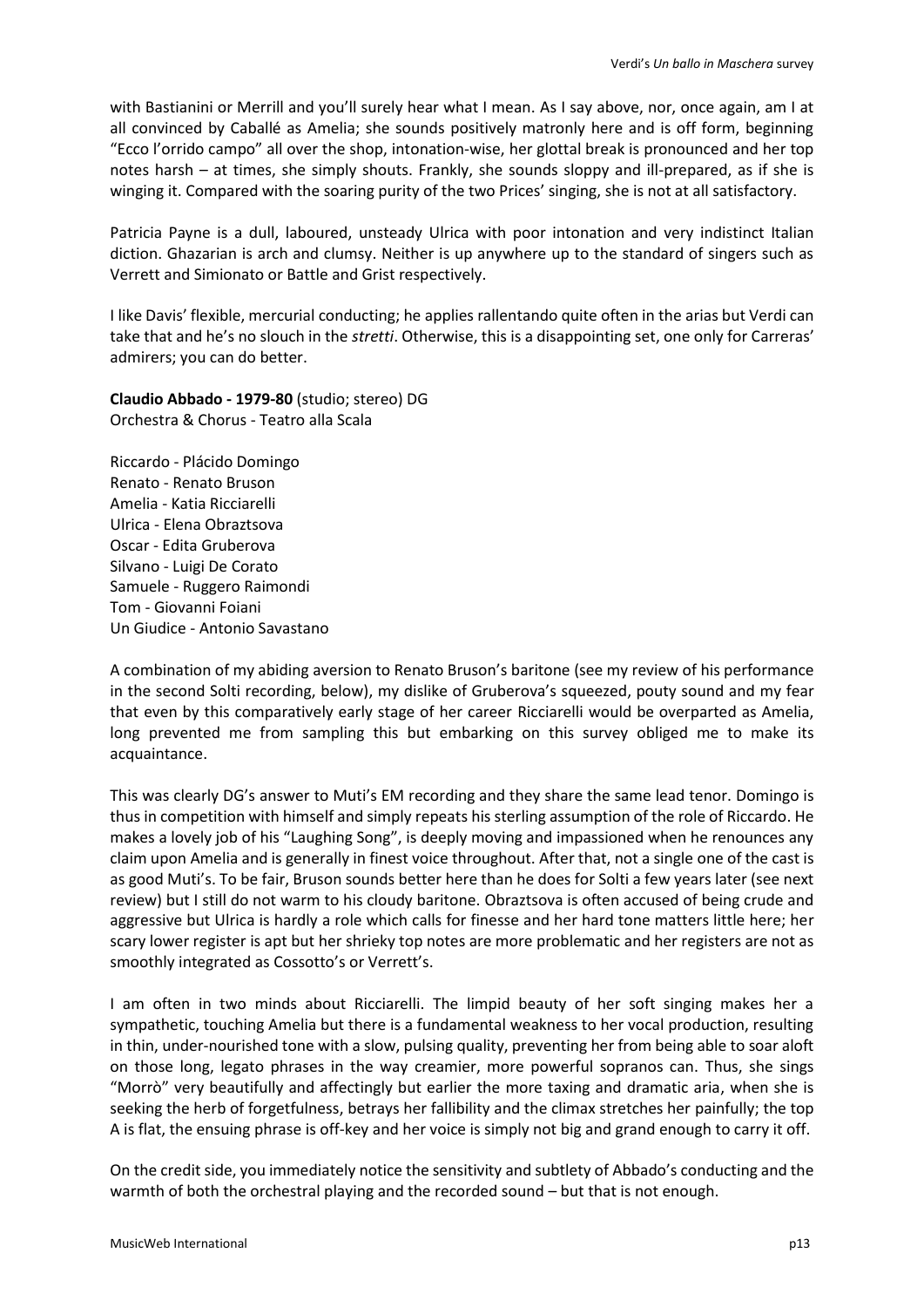with Bastianini or Merrill and you'll surely hear what I mean. As I say above, nor, once again, am I at all convinced by Caballé as Amelia; she sounds positively matronly here and is off form, beginning "Ecco l'orrido campo" all over the shop, intonation-wise, her glottal break is pronounced and her top notes harsh – at times, she simply shouts. Frankly, she sounds sloppy and ill-prepared, as if she is winging it. Compared with the soaring purity of the two Prices' singing, she is not at all satisfactory.

Patricia Payne is a dull, laboured, unsteady Ulrica with poor intonation and very indistinct Italian diction. Ghazarian is arch and clumsy. Neither is up anywhere up to the standard of singers such as Verrett and Simionato or Battle and Grist respectively.

I like Davis' flexible, mercurial conducting; he applies rallentando quite often in the arias but Verdi can take that and he's no slouch in the *stretti*. Otherwise, this is a disappointing set, one only for Carreras' admirers; you can do better.

**Claudio Abbado - 1979-80** (studio; stereo) DG
Orchestra & Chorus - Teatro alla Scala

Riccardo - Plácido Domingo
Renato - Renato Bruson
Amelia - Katia Ricciarelli
Ulrica - Elena Obraztsova
Oscar - Edita Gruberova
Silvano - Luigi De Corato
Samuele - Ruggero Raimondi
Tom - Giovanni Foiani
Un Giudice - Antonio Savastano

A combination of my abiding aversion to Renato Bruson's baritone (see my review of his performance in the second Solti recording, below), my dislike of Gruberova's squeezed, pouty sound and my fear that even by this comparatively early stage of her career Ricciarelli would be overparted as Amelia, long prevented me from sampling this but embarking on this survey obliged me to make its acquaintance.

This was clearly DG's answer to Muti's EM recording and they share the same lead tenor. Domingo is thus in competition with himself and simply repeats his sterling assumption of the role of Riccardo. He makes a lovely job of his "Laughing Song", is deeply moving and impassioned when he renounces any claim upon Amelia and is generally in finest voice throughout. After that, not a single one of the cast is as good Muti's. To be fair, Bruson sounds better here than he does for Solti a few years later (see next review) but I still do not warm to his cloudy baritone. Obraztsova is often accused of being crude and aggressive but Ulrica is hardly a role which calls for finesse and her hard tone matters little here; her scary lower register is apt but her shrieky top notes are more problematic and her registers are not as smoothly integrated as Cossotto's or Verrett's.

I am often in two minds about Ricciarelli. The limpid beauty of her soft singing makes her a sympathetic, touching Amelia but there is a fundamental weakness to her vocal production, resulting in thin, under-nourished tone with a slow, pulsing quality, preventing her from being able to soar aloft on those long, legato phrases in the way creamier, more powerful sopranos can. Thus, she sings "Morrò" very beautifully and affectingly but earlier the more taxing and dramatic aria, when she is seeking the herb of forgetfulness, betrays her fallibility and the climax stretches her painfully; the top A is flat, the ensuing phrase is off-key and her voice is simply not big and grand enough to carry it off.

On the credit side, you immediately notice the sensitivity and subtlety of Abbado's conducting and the warmth of both the orchestral playing and the recorded sound – but that is not enough.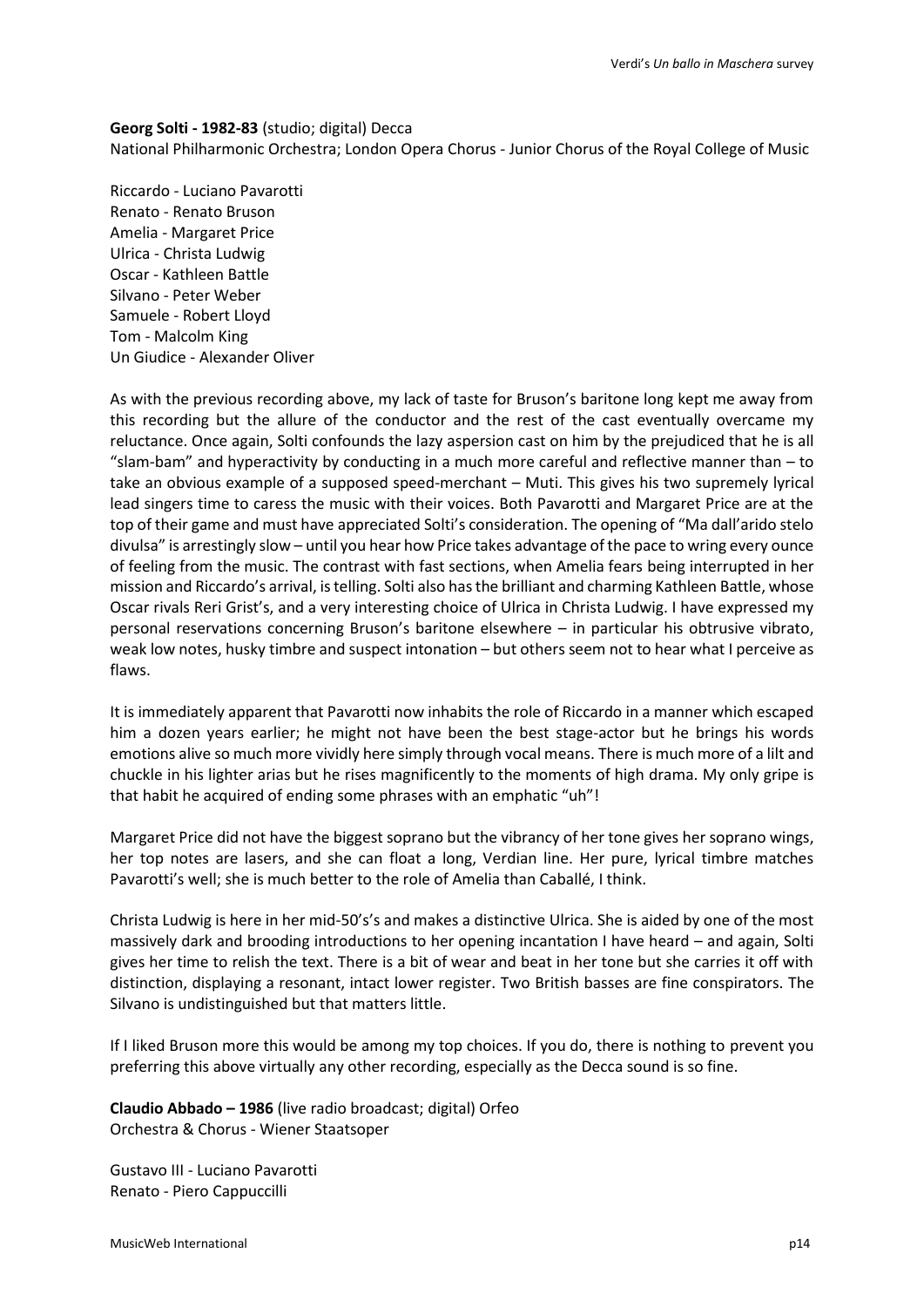**Georg Solti - 1982-83** (studio; digital) Decca
National Philharmonic Orchestra; London Opera Chorus - Junior Chorus of the Royal College of Music

Riccardo - Luciano Pavarotti
Renato - Renato Bruson
Amelia - Margaret Price
Ulrica - Christa Ludwig
Oscar - Kathleen Battle
Silvano - Peter Weber
Samuele - Robert Lloyd
Tom - Malcolm King
Un Giudice - Alexander Oliver

As with the previous recording above, my lack of taste for Bruson's baritone long kept me away from this recording but the allure of the conductor and the rest of the cast eventually overcame my reluctance. Once again, Solti confounds the lazy aspersion cast on him by the prejudiced that he is all "slam-bam" and hyperactivity by conducting in a much more careful and reflective manner than – to take an obvious example of a supposed speed-merchant – Muti. This gives his two supremely lyrical lead singers time to caress the music with their voices. Both Pavarotti and Margaret Price are at the top of their game and must have appreciated Solti's consideration. The opening of "Ma dall'arido stelo divulsa" is arrestingly slow – until you hear how Price takes advantage of the pace to wring every ounce of feeling from the music. The contrast with fast sections, when Amelia fears being interrupted in her mission and Riccardo's arrival, is telling. Solti also has the brilliant and charming Kathleen Battle, whose Oscar rivals Reri Grist's, and a very interesting choice of Ulrica in Christa Ludwig. I have expressed my personal reservations concerning Bruson's baritone elsewhere – in particular his obtrusive vibrato, weak low notes, husky timbre and suspect intonation – but others seem not to hear what I perceive as flaws.

It is immediately apparent that Pavarotti now inhabits the role of Riccardo in a manner which escaped him a dozen years earlier; he might not have been the best stage-actor but he brings his words emotions alive so much more vividly here simply through vocal means. There is much more of a lilt and chuckle in his lighter arias but he rises magnificently to the moments of high drama. My only gripe is that habit he acquired of ending some phrases with an emphatic "uh"!

Margaret Price did not have the biggest soprano but the vibrancy of her tone gives her soprano wings, her top notes are lasers, and she can float a long, Verdian line. Her pure, lyrical timbre matches Pavarotti's well; she is much better to the role of Amelia than Caballé, I think.

Christa Ludwig is here in her mid-50's's and makes a distinctive Ulrica. She is aided by one of the most massively dark and brooding introductions to her opening incantation I have heard – and again, Solti gives her time to relish the text. There is a bit of wear and beat in her tone but she carries it off with distinction, displaying a resonant, intact lower register. Two British basses are fine conspirators. The Silvano is undistinguished but that matters little.

If I liked Bruson more this would be among my top choices. If you do, there is nothing to prevent you preferring this above virtually any other recording, especially as the Decca sound is so fine.

**Claudio Abbado – 1986** (live radio broadcast; digital) Orfeo
Orchestra & Chorus - Wiener Staatsoper

Gustavo III - Luciano Pavarotti
Renato - Piero Cappuccilli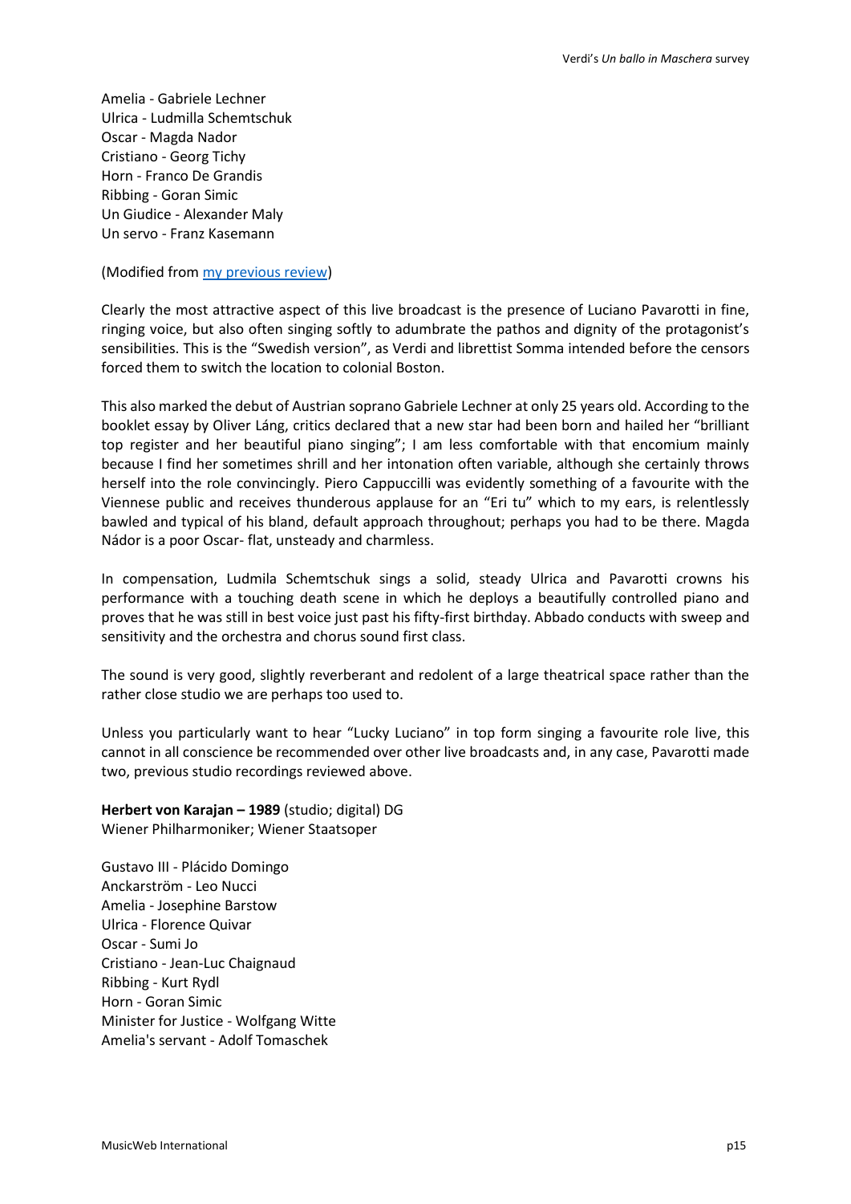Amelia - Gabriele Lechner
Ulrica - Ludmilla Schemtschuk
Oscar - Magda Nador
Cristiano - Georg Tichy
Horn - Franco De Grandis
Ribbing - Goran Simic
Un Giudice - Alexander Maly
Un servo - Franz Kasemann

(Modified from my previous review)

Clearly the most attractive aspect of this live broadcast is the presence of Luciano Pavarotti in fine, ringing voice, but also often singing softly to adumbrate the pathos and dignity of the protagonist's sensibilities. This is the "Swedish version", as Verdi and librettist Somma intended before the censors forced them to switch the location to colonial Boston.

This also marked the debut of Austrian soprano Gabriele Lechner at only 25 years old. According to the booklet essay by Oliver Láng, critics declared that a new star had been born and hailed her "brilliant top register and her beautiful piano singing"; I am less comfortable with that encomium mainly because I find her sometimes shrill and her intonation often variable, although she certainly throws herself into the role convincingly. Piero Cappuccilli was evidently something of a favourite with the Viennese public and receives thunderous applause for an "Eri tu" which to my ears, is relentlessly bawled and typical of his bland, default approach throughout; perhaps you had to be there. Magda Nádor is a poor Oscar- flat, unsteady and charmless.

In compensation, Ludmila Schemtschuk sings a solid, steady Ulrica and Pavarotti crowns his performance with a touching death scene in which he deploys a beautifully controlled piano and proves that he was still in best voice just past his fifty-first birthday. Abbado conducts with sweep and sensitivity and the orchestra and chorus sound first class.

The sound is very good, slightly reverberant and redolent of a large theatrical space rather than the rather close studio we are perhaps too used to.

Unless you particularly want to hear "Lucky Luciano" in top form singing a favourite role live, this cannot in all conscience be recommended over other live broadcasts and, in any case, Pavarotti made two, previous studio recordings reviewed above.

**Herbert von Karajan – 1989** (studio; digital) DG
Wiener Philharmoniker; Wiener Staatsoper

Gustavo III - Plácido Domingo
Anckarström - Leo Nucci
Amelia - Josephine Barstow
Ulrica - Florence Quivar
Oscar - Sumi Jo
Cristiano - Jean-Luc Chaignaud
Ribbing - Kurt Rydl
Horn - Goran Simic
Minister for Justice - Wolfgang Witte
Amelia's servant - Adolf Tomaschek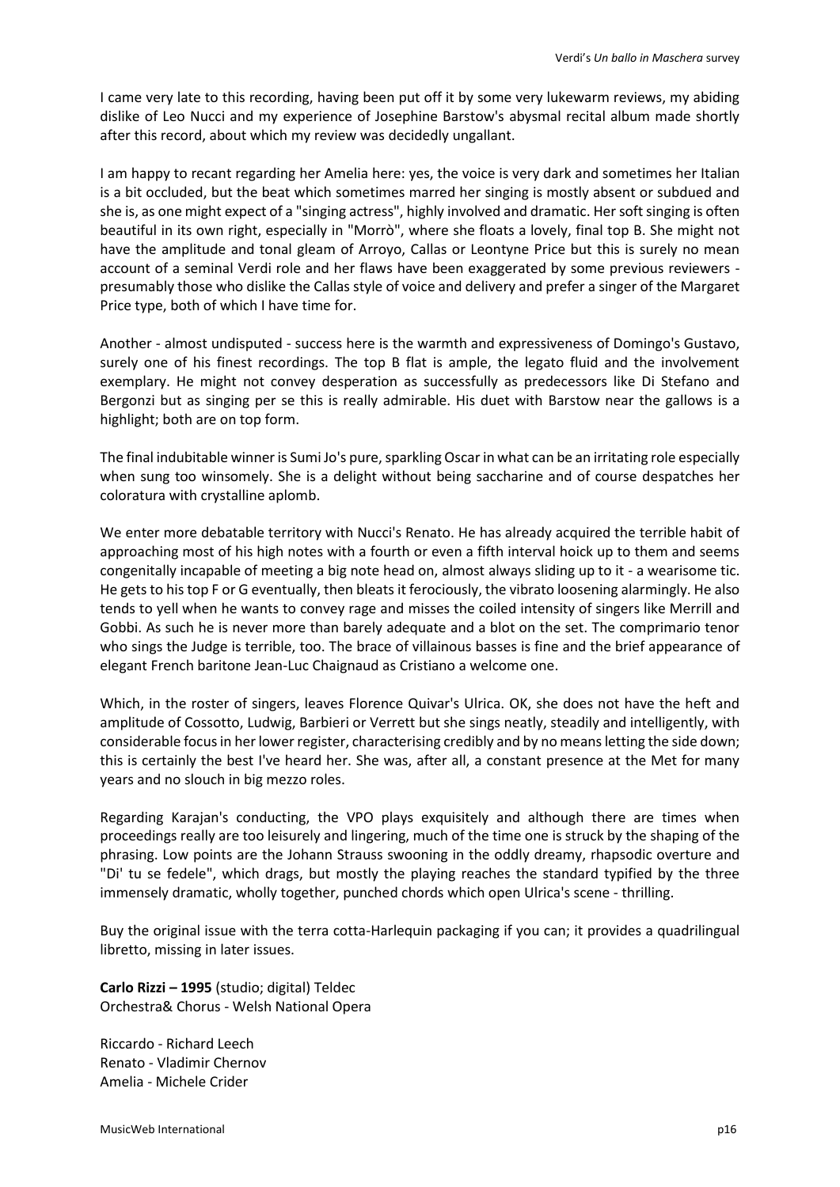I came very late to this recording, having been put off it by some very lukewarm reviews, my abiding dislike of Leo Nucci and my experience of Josephine Barstow's abysmal recital album made shortly after this record, about which my review was decidedly ungallant.

I am happy to recant regarding her Amelia here: yes, the voice is very dark and sometimes her Italian is a bit occluded, but the beat which sometimes marred her singing is mostly absent or subdued and she is, as one might expect of a "singing actress", highly involved and dramatic. Her soft singing is often beautiful in its own right, especially in "Morrò", where she floats a lovely, final top B. She might not have the amplitude and tonal gleam of Arroyo, Callas or Leontyne Price but this is surely no mean account of a seminal Verdi role and her flaws have been exaggerated by some previous reviewers - presumably those who dislike the Callas style of voice and delivery and prefer a singer of the Margaret Price type, both of which I have time for.

Another - almost undisputed - success here is the warmth and expressiveness of Domingo's Gustavo, surely one of his finest recordings. The top B flat is ample, the legato fluid and the involvement exemplary. He might not convey desperation as successfully as predecessors like Di Stefano and Bergonzi but as singing per se this is really admirable. His duet with Barstow near the gallows is a highlight; both are on top form.

The final indubitable winner is Sumi Jo's pure, sparkling Oscar in what can be an irritating role especially when sung too winsomely. She is a delight without being saccharine and of course despatches her coloratura with crystalline aplomb.

We enter more debatable territory with Nucci's Renato. He has already acquired the terrible habit of approaching most of his high notes with a fourth or even a fifth interval hoick up to them and seems congenitally incapable of meeting a big note head on, almost always sliding up to it - a wearisome tic. He gets to his top F or G eventually, then bleats it ferociously, the vibrato loosening alarmingly. He also tends to yell when he wants to convey rage and misses the coiled intensity of singers like Merrill and Gobbi. As such he is never more than barely adequate and a blot on the set. The comprimario tenor who sings the Judge is terrible, too. The brace of villainous basses is fine and the brief appearance of elegant French baritone Jean-Luc Chaignaud as Cristiano a welcome one.

Which, in the roster of singers, leaves Florence Quivar's Ulrica. OK, she does not have the heft and amplitude of Cossotto, Ludwig, Barbieri or Verrett but she sings neatly, steadily and intelligently, with considerable focus in her lower register, characterising credibly and by no means letting the side down; this is certainly the best I've heard her. She was, after all, a constant presence at the Met for many years and no slouch in big mezzo roles.

Regarding Karajan's conducting, the VPO plays exquisitely and although there are times when proceedings really are too leisurely and lingering, much of the time one is struck by the shaping of the phrasing. Low points are the Johann Strauss swooning in the oddly dreamy, rhapsodic overture and "Di' tu se fedele", which drags, but mostly the playing reaches the standard typified by the three immensely dramatic, wholly together, punched chords which open Ulrica's scene - thrilling.

Buy the original issue with the terra cotta-Harlequin packaging if you can; it provides a quadrilingual libretto, missing in later issues.

**Carlo Rizzi – 1995** (studio; digital) Teldec
Orchestra& Chorus - Welsh National Opera

Riccardo - Richard Leech
Renato - Vladimir Chernov
Amelia - Michele Crider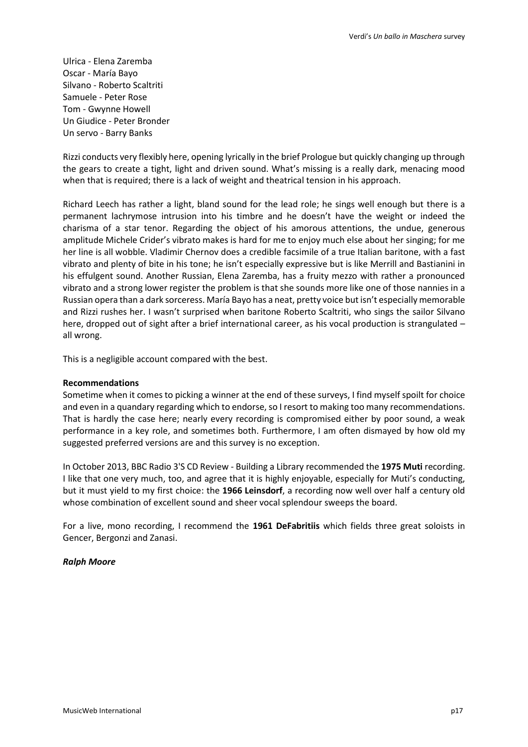Ulrica - Elena Zaremba
Oscar - María Bayo
Silvano - Roberto Scaltriti
Samuele - Peter Rose
Tom - Gwynne Howell
Un Giudice - Peter Bronder
Un servo - Barry Banks

Rizzi conducts very flexibly here, opening lyrically in the brief Prologue but quickly changing up through the gears to create a tight, light and driven sound. What's missing is a really dark, menacing mood when that is required; there is a lack of weight and theatrical tension in his approach.

Richard Leech has rather a light, bland sound for the lead role; he sings well enough but there is a permanent lachrymose intrusion into his timbre and he doesn't have the weight or indeed the charisma of a star tenor. Regarding the object of his amorous attentions, the undue, generous amplitude Michele Crider's vibrato makes is hard for me to enjoy much else about her singing; for me her line is all wobble. Vladimir Chernov does a credible facsimile of a true Italian baritone, with a fast vibrato and plenty of bite in his tone; he isn't especially expressive but is like Merrill and Bastianini in his effulgent sound. Another Russian, Elena Zaremba, has a fruity mezzo with rather a pronounced vibrato and a strong lower register the problem is that she sounds more like one of those nannies in a Russian opera than a dark sorceress. María Bayo has a neat, pretty voice but isn't especially memorable and Rizzi rushes her. I wasn't surprised when baritone Roberto Scaltriti, who sings the sailor Silvano here, dropped out of sight after a brief international career, as his vocal production is strangulated – all wrong.

This is a negligible account compared with the best.

**Recommendations**

Sometime when it comes to picking a winner at the end of these surveys, I find myself spoilt for choice and even in a quandary regarding which to endorse, so I resort to making too many recommendations. That is hardly the case here; nearly every recording is compromised either by poor sound, a weak performance in a key role, and sometimes both. Furthermore, I am often dismayed by how old my suggested preferred versions are and this survey is no exception.

In October 2013, BBC Radio 3'S CD Review - Building a Library recommended the **1975 Muti** recording. I like that one very much, too, and agree that it is highly enjoyable, especially for Muti's conducting, but it must yield to my first choice: the **1966 Leinsdorf**, a recording now well over half a century old whose combination of excellent sound and sheer vocal splendour sweeps the board.

For a live, mono recording, I recommend the **1961 DeFabritiis** which fields three great soloists in Gencer, Bergonzi and Zanasi.

***Ralph Moore***